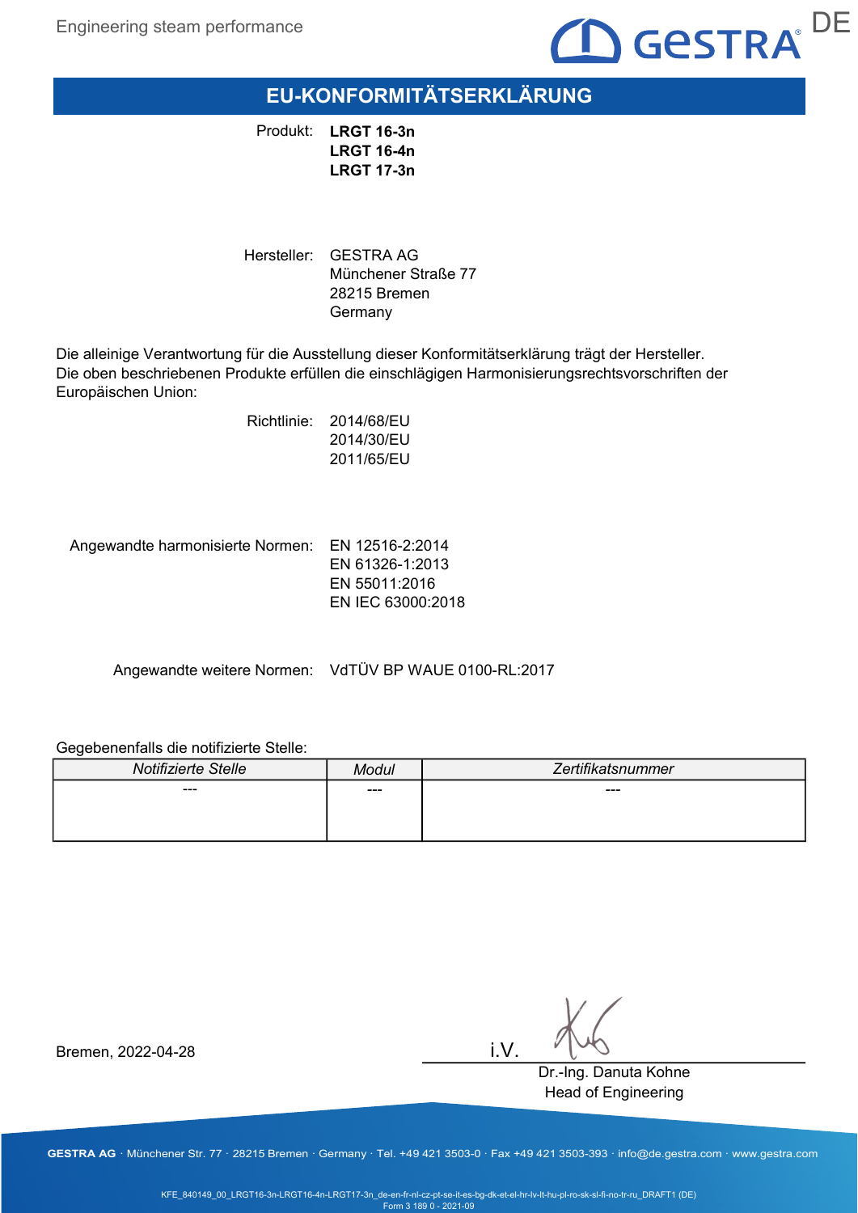# EU-KONFORMITÄTSERKLÄRUNG

Produkt: **LRGT 16-3n**
**LRGT 16-4n**
**LRGT 17-3n**

Hersteller: GESTRA AG
Münchener Straße 77
28215 Bremen
Germany

Die alleinige Verantwortung für die Ausstellung dieser Konformitätserklärung trägt der Hersteller.
Die oben beschriebenen Produkte erfüllen die einschlägigen Harmonisierungsrechtsvorschriften der Europäischen Union:

Richtlinie: 2014/68/EU
2014/30/EU
2011/65/EU

Angewandte harmonisierte Normen: EN 12516-2:2014
EN 61326-1:2013
EN 55011:2016
EN IEC 63000:2018

Angewandte weitere Normen: VdTÜV BP WAUE 0100-RL:2017

Gegebenenfalls die notifizierte Stelle:

| *Notifizierte Stelle* | *Modul* | *Zertifikatsnummer* |
| --- | --- | --- |
| --- | --- | --- |

Bremen, 2022-04-28

i.V.

Dr.-Ing. Danuta Kohne
Head of Engineering

**GESTRA AG** · Münchener Str. 77 · 28215 Bremen · Germany · Tel. +49 421 3503-0 · Fax +49 421 3503-393 · info@de.gestra.com · www.gestra.com

KFE_840149_00_LRGT16-3n-LRGT16-4n-LRGT17-3n_de-en-fr-nl-cz-pt-se-it-es-bg-dk-et-el-hr-lv-lt-hu-pl-ro-sk-sl-fi-no-tr-ru_DRAFT1 (DE)
Form 3 189 0 - 2021-09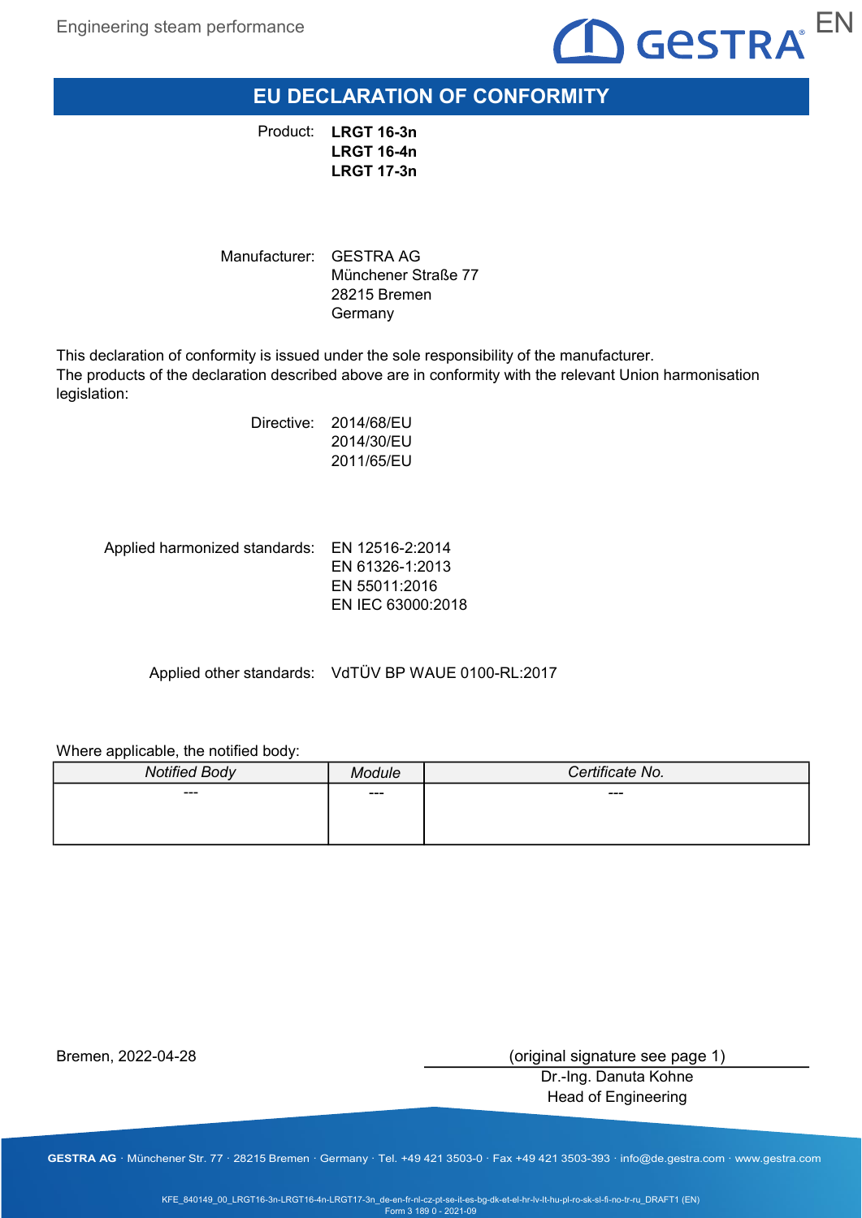# EU DECLARATION OF CONFORMITY

Product: **LRGT 16-3n**
**LRGT 16-4n**
**LRGT 17-3n**

Manufacturer: GESTRA AG
Münchener Straße 77
28215 Bremen
Germany

This declaration of conformity is issued under the sole responsibility of the manufacturer.
The products of the declaration described above are in conformity with the relevant Union harmonisation legislation:

Directive: 2014/68/EU
2014/30/EU
2011/65/EU

Applied harmonized standards: EN 12516-2:2014
EN 61326-1:2013
EN 55011:2016
EN IEC 63000:2018

Applied other standards: VdTÜV BP WAUE 0100-RL:2017

Where applicable, the notified body:

| *Notified Body* | *Module* | *Certificate No.* |
|---|---|---|
| --- | --- | --- |

Bremen, 2022-04-28

(original signature see page 1)
Dr.-Ing. Danuta Kohne
Head of Engineering

**GESTRA AG** · Münchener Str. 77 · 28215 Bremen · Germany · Tel. +49 421 3503-0 · Fax +49 421 3503-393 · info@de.gestra.com · www.gestra.com

KFE_840149_00_LRGT16-3n-LRGT16-4n-LRGT17-3n_de-en-fr-nl-cz-pt-se-it-es-bg-dk-et-el-hr-lv-lt-hu-pl-ro-sk-sl-fi-no-tr-ru_DRAFT1 (EN)
Form 3 189 0 - 2021-09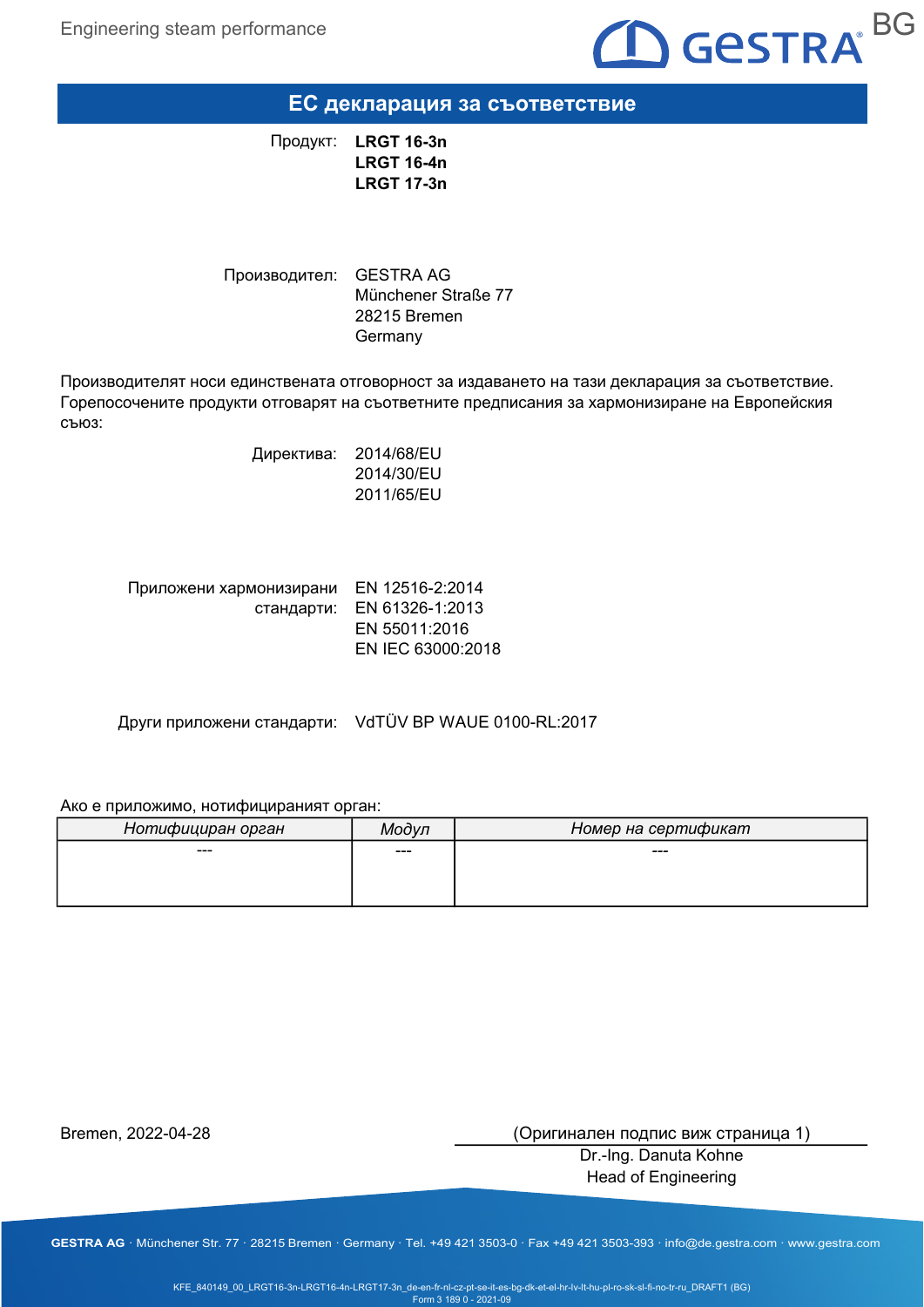# ЕС декларация за съответствие

Продукт: **LRGT 16-3n**
**LRGT 16-4n**
**LRGT 17-3n**

Производител: GESTRA AG
Münchener Straße 77
28215 Bremen
Germany

Производителят носи единствената отговорност за издаването на тази декларация за съответствие. Горепосочените продукти отговарят на съответните предписания за хармонизиране на Европейския съюз:

Директива: 2014/68/EU
2014/30/EU
2011/65/EU

Приложени хармонизирани стандарти: EN 12516-2:2014
EN 61326-1:2013
EN 55011:2016
EN IEC 63000:2018

Други приложени стандарти: VdTÜV BP WAUE 0100-RL:2017

Ако е приложимо, нотифицираният орган:

| *Нотифициран орган* | *Модул* | *Номер на сертификат* |
|---|---|---|
| --- | --- | --- |

Bremen, 2022-04-28

(Оригинален подпис виж страница 1)
Dr.-Ing. Danuta Kohne
Head of Engineering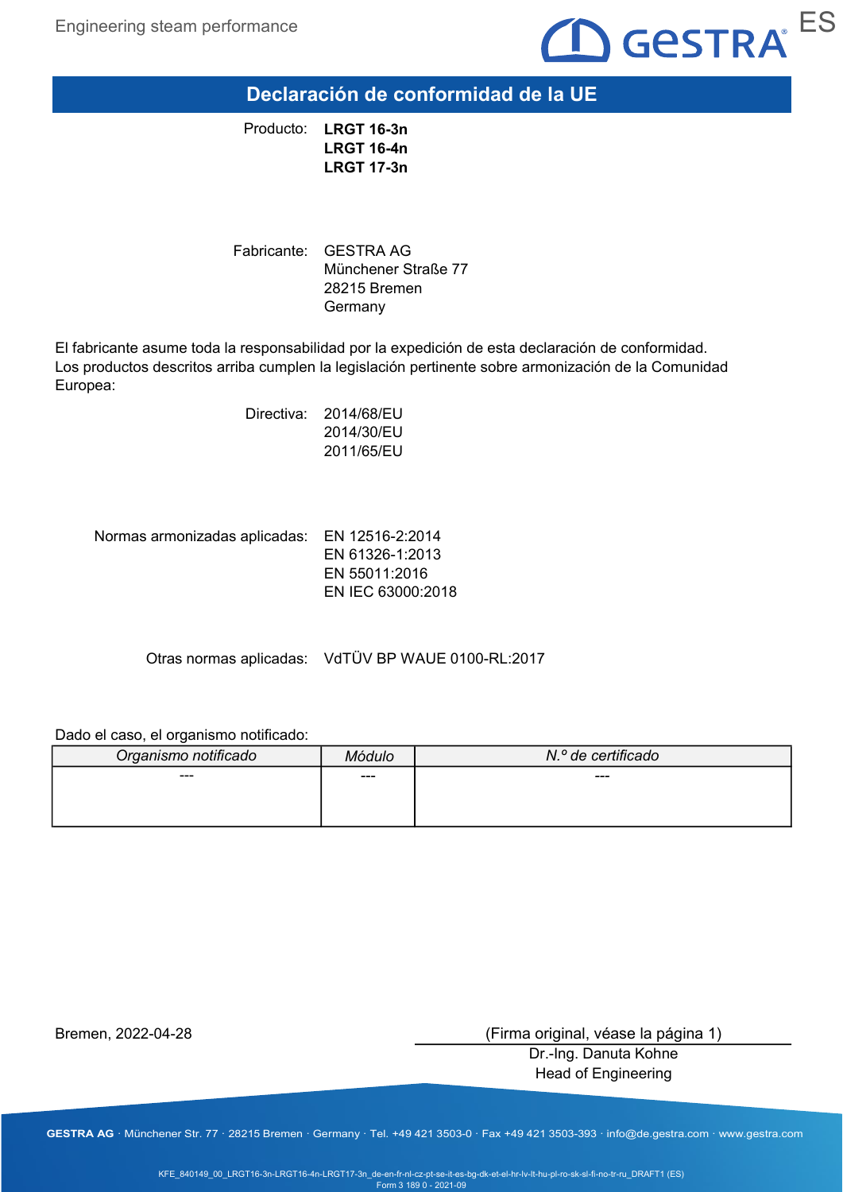# Declaración de conformidad de la UE

Producto: **LRGT 16-3n**
**LRGT 16-4n**
**LRGT 17-3n**

Fabricante: GESTRA AG
Münchener Straße 77
28215 Bremen
Germany

El fabricante asume toda la responsabilidad por la expedición de esta declaración de conformidad.
Los productos descritos arriba cumplen la legislación pertinente sobre armonización de la Comunidad Europea:

Directiva: 2014/68/EU
2014/30/EU
2011/65/EU

Normas armonizadas aplicadas: EN 12516-2:2014
EN 61326-1:2013
EN 55011:2016
EN IEC 63000:2018

Otras normas aplicadas: VdTÜV BP WAUE 0100-RL:2017

Dado el caso, el organismo notificado:

| *Organismo notificado* | *Módulo* | *N.º de certificado* |
|---|---|---|
| --- | --- | --- |

Bremen, 2022-04-28

(Firma original, véase la página 1)
Dr.-Ing. Danuta Kohne
Head of Engineering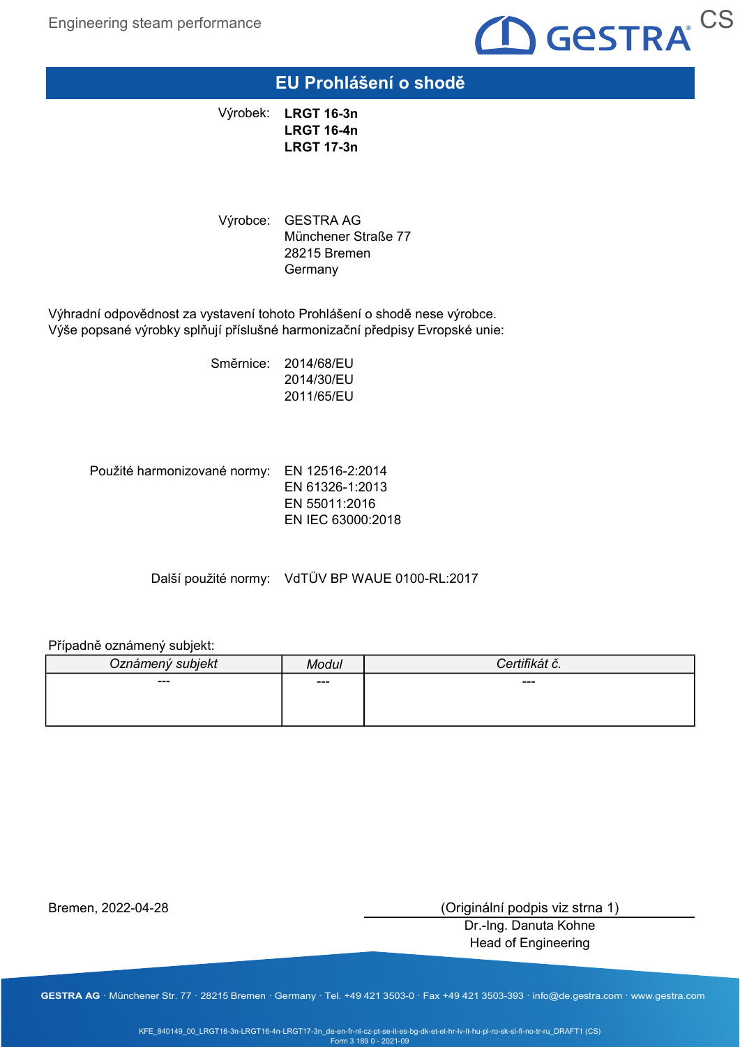# EU Prohlášení o shodě

Výrobek: **LRGT 16-3n**
**LRGT 16-4n**
**LRGT 17-3n**

Výrobce: GESTRA AG
Münchener Straße 77
28215 Bremen
Germany

Výhradní odpovědnost za vystavení tohoto Prohlášení o shodě nese výrobce.
Výše popsané výrobky splňují příslušné harmonizační předpisy Evropské unie:

Směrnice: 2014/68/EU
2014/30/EU
2011/65/EU

Použité harmonizované normy: EN 12516-2:2014
EN 61326-1:2013
EN 55011:2016
EN IEC 63000:2018

Další použité normy: VdTÜV BP WAUE 0100-RL:2017

Případně oznámený subjekt:

| *Oznámený subjekt* | *Modul* | *Certifikát č.* |
|---|---|---|
| --- | --- | --- |

Bremen, 2022-04-28

(Originální podpis viz strna 1)
Dr.-Ing. Danuta Kohne
Head of Engineering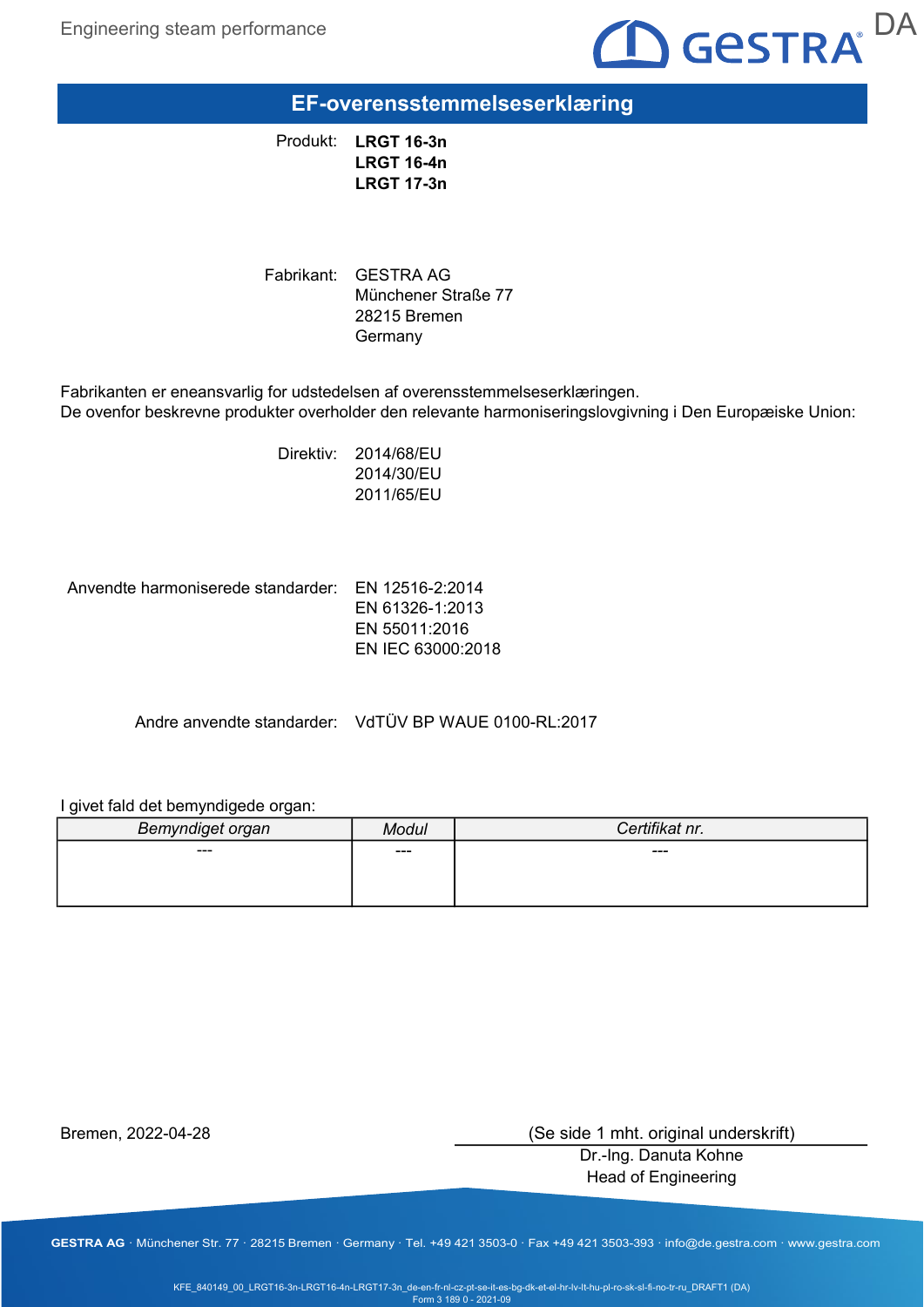# EF-overensstemmelseserklæring

Produkt: **LRGT 16-3n**
**LRGT 16-4n**
**LRGT 17-3n**

Fabrikant: GESTRA AG
Münchener Straße 77
28215 Bremen
Germany

Fabrikanten er eneansvarlig for udstedelsen af overensstemmelseserklæringen.
De ovenfor beskrevne produkter overholder den relevante harmoniseringslovgivning i Den Europæiske Union:

Direktiv: 2014/68/EU
2014/30/EU
2011/65/EU

Anvendte harmoniserede standarder: EN 12516-2:2014
EN 61326-1:2013
EN 55011:2016
EN IEC 63000:2018

Andre anvendte standarder: VdTÜV BP WAUE 0100-RL:2017

I givet fald det bemyndigede organ:

| *Bemyndiget organ* | *Modul* | *Certifikat nr.* |
|---|---|---|
| --- | --- | --- |

Bremen, 2022-04-28

(Se side 1 mht. original underskrift)
Dr.-Ing. Danuta Kohne
Head of Engineering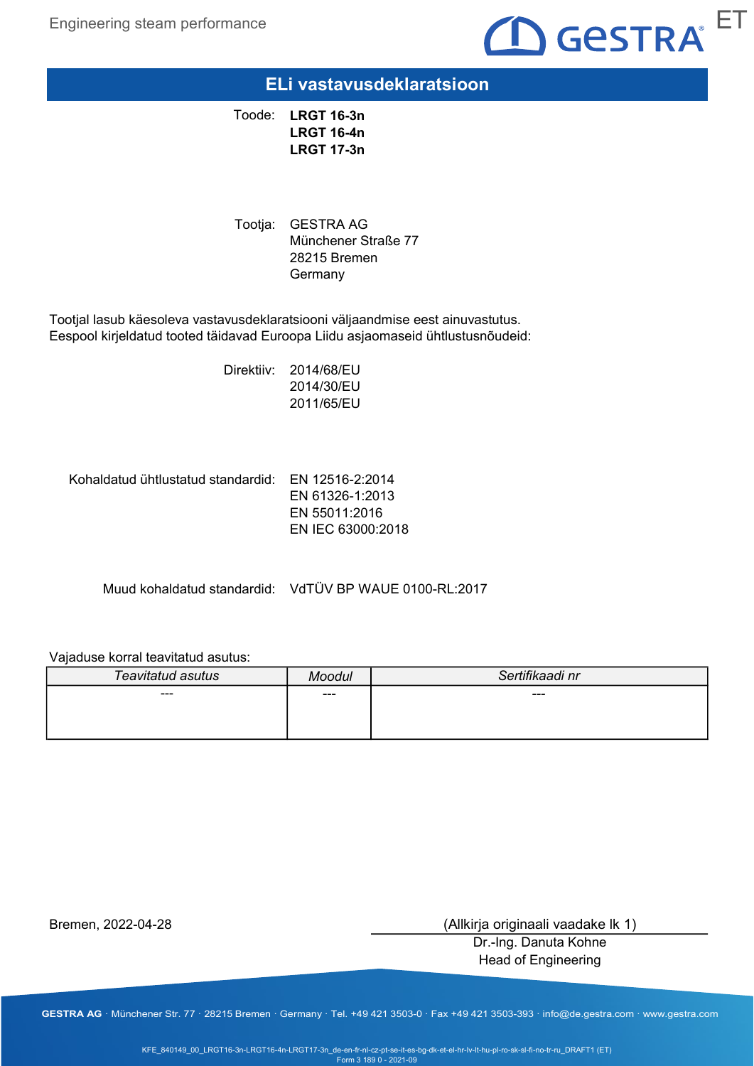# ELi vastavusdeklaratsioon

Toode: **LRGT 16-3n**
**LRGT 16-4n**
**LRGT 17-3n**

Tootja: GESTRA AG
Münchener Straße 77
28215 Bremen
Germany

Tootjal lasub käesoleva vastavusdeklaratsiooni väljaandmise eest ainuvastutus.
Eespool kirjeldatud tooted täidavad Euroopa Liidu asjaomaseid ühtlustusnõudeid:

Direktiiv: 2014/68/EU
2014/30/EU
2011/65/EU

Kohaldatud ühtlustatud standardid: EN 12516-2:2014
EN 61326-1:2013
EN 55011:2016
EN IEC 63000:2018

Muud kohaldatud standardid: VdTÜV BP WAUE 0100-RL:2017

Vajaduse korral teavitatud asutus:

| *Teavitatud asutus* | *Moodul* | *Sertifikaadi nr* |
|---|---|---|
| --- | --- | --- |

Bremen, 2022-04-28

(Allkirja originaali vaadake lk 1)
Dr.-Ing. Danuta Kohne
Head of Engineering

GESTRA AG · Münchener Str. 77 · 28215 Bremen · Germany · Tel. +49 421 3503-0 · Fax +49 421 3503-393 · info@de.gestra.com · www.gestra.com

KFE_840149_00_LRGT16-3n-LRGT16-4n-LRGT17-3n_de-en-fr-nl-cz-pt-se-it-es-bg-dk-et-el-hr-lv-lt-hu-pl-ro-sk-sl-fi-no-tr-ru_DRAFT1 (ET)
Form 3 189 0 - 2021-09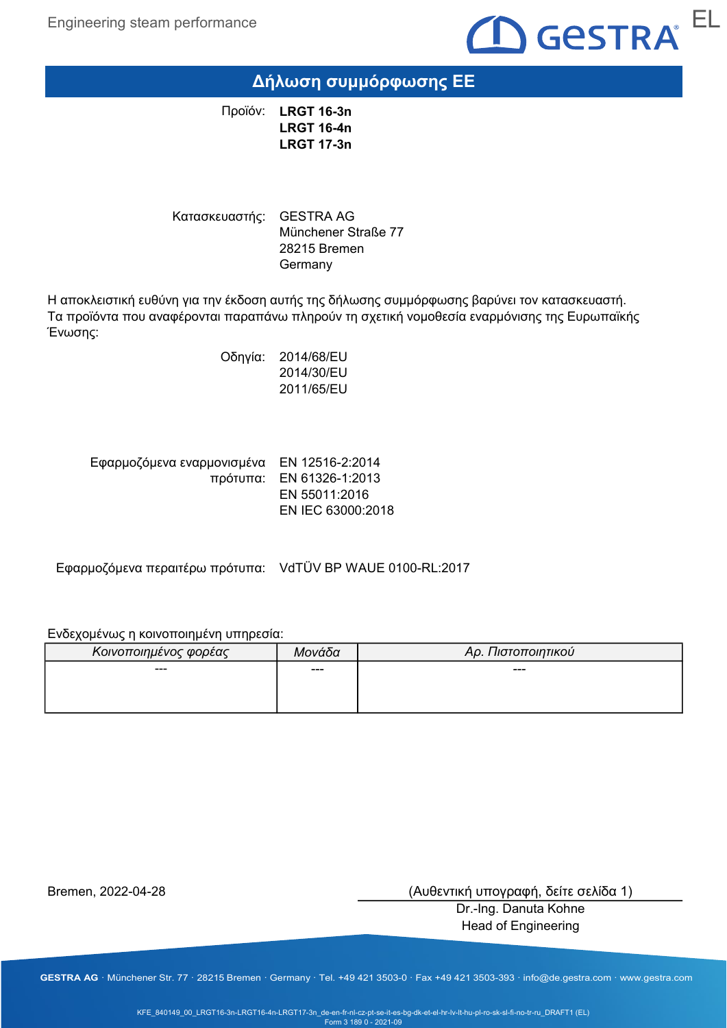# Δήλωση συμμόρφωσης ΕΕ

Προϊόν: **LRGT 16-3n**
**LRGT 16-4n**
**LRGT 17-3n**

Κατασκευαστής: GESTRA AG
Münchener Straße 77
28215 Bremen
Germany

Η αποκλειστική ευθύνη για την έκδοση αυτής της δήλωσης συμμόρφωσης βαρύνει τον κατασκευαστή.
Τα προϊόντα που αναφέρονται παραπάνω πληρούν τη σχετική νομοθεσία εναρμόνισης της Ευρωπαϊκής Ένωσης:

Οδηγία: 2014/68/EU
2014/30/EU
2011/65/EU

Εφαρμοζόμενα εναρμονισμένα πρότυπα: EN 12516-2:2014
EN 61326-1:2013
EN 55011:2016
EN IEC 63000:2018

Εφαρμοζόμενα περαιτέρω πρότυπα: VdTÜV BP WAUE 0100-RL:2017

Ενδεχομένως η κοινοποιημένη υπηρεσία:

| *Κοινοποιημένος φορέας* | *Μονάδα* | *Αρ. Πιστοποιητικού* |
|---|---|---|
| --- | --- | --- |

Bremen, 2022-04-28

(Αυθεντική υπογραφή, δείτε σελίδα 1)
Dr.-Ing. Danuta Kohne
Head of Engineering

GESTRA AG · Münchener Str. 77 · 28215 Bremen · Germany · Tel. +49 421 3503-0 · Fax +49 421 3503-393 · info@de.gestra.com · www.gestra.com

KFE_840149_00_LRGT16-3n-LRGT16-4n-LRGT17-3n_de-en-fr-nl-cz-pt-se-it-es-bg-dk-et-el-hr-lv-lt-hu-pl-ro-sk-sl-fi-no-tr-ru_DRAFT1 (EL)
Form 3 189 0 - 2021-09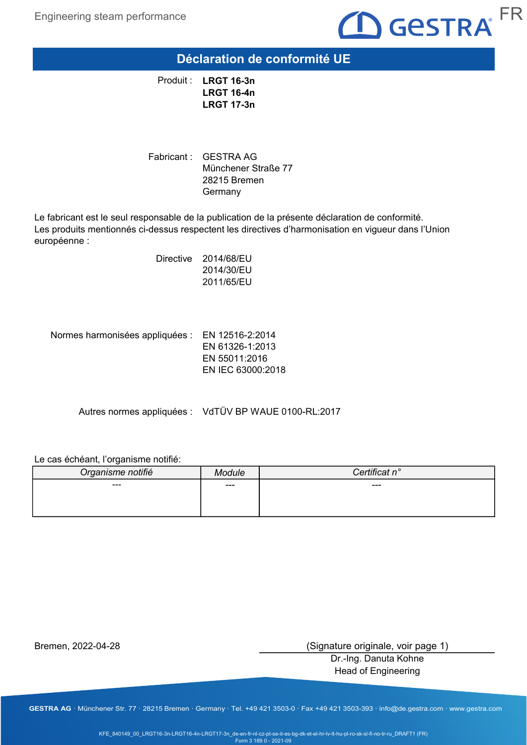# Déclaration de conformité UE

Produit : **LRGT 16-3n**
**LRGT 16-4n**
**LRGT 17-3n**

Fabricant : GESTRA AG
Münchener Straße 77
28215 Bremen
Germany

Le fabricant est le seul responsable de la publication de la présente déclaration de conformité.
Les produits mentionnés ci-dessus respectent les directives d'harmonisation en vigueur dans l'Union européenne :

Directive 2014/68/EU
2014/30/EU
2011/65/EU

Normes harmonisées appliquées : EN 12516-2:2014
EN 61326-1:2013
EN 55011:2016
EN IEC 63000:2018

Autres normes appliquées : VdTÜV BP WAUE 0100-RL:2017

Le cas échéant, l'organisme notifié:

| *Organisme notifié* | *Module* | *Certificat n°* |
|---|---|---|
| --- | --- | --- |

Bremen, 2022-04-28

(Signature originale, voir page 1)
Dr.-Ing. Danuta Kohne
Head of Engineering

**GESTRA AG** · Münchener Str. 77 · 28215 Bremen · Germany · Tel. +49 421 3503-0 · Fax +49 421 3503-393 · info@de.gestra.com · www.gestra.com

KFE_840149_00_LRGT16-3n-LRGT16-4n-LRGT17-3n_de-en-fr-nl-cz-pt-se-it-es-bg-dk-et-el-hr-lv-lt-hu-pl-ro-sk-sl-fi-no-tr-ru_DRAFT1 (FR)
Form 3 189 0 - 2021-09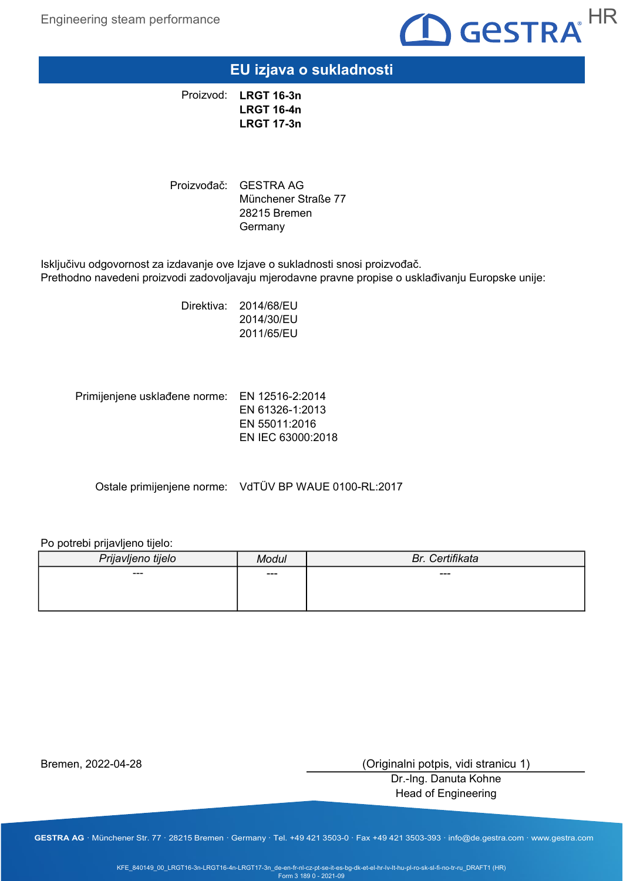# EU izjava o sukladnosti

Proizvod: **LRGT 16-3n**
**LRGT 16-4n**
**LRGT 17-3n**

Proizvođač: GESTRA AG
Münchener Straße 77
28215 Bremen
Germany

Isključivu odgovornost za izdavanje ove Izjave o sukladnosti snosi proizvođač.
Prethodno navedeni proizvodi zadovoljavaju mjerodavne pravne propise o usklađivanju Europske unije:

Direktiva: 2014/68/EU
2014/30/EU
2011/65/EU

Primijenjene usklađene norme: EN 12516-2:2014
EN 61326-1:2013
EN 55011:2016
EN IEC 63000:2018

Ostale primijenjene norme: VdTÜV BP WAUE 0100-RL:2017

Po potrebi prijavljeno tijelo:

| *Prijavljeno tijelo* | *Modul* | *Br. Certifikata* |
|---|---|---|
| --- | --- | --- |

Bremen, 2022-04-28

(Originalni potpis, vidi stranicu 1)
Dr.-Ing. Danuta Kohne
Head of Engineering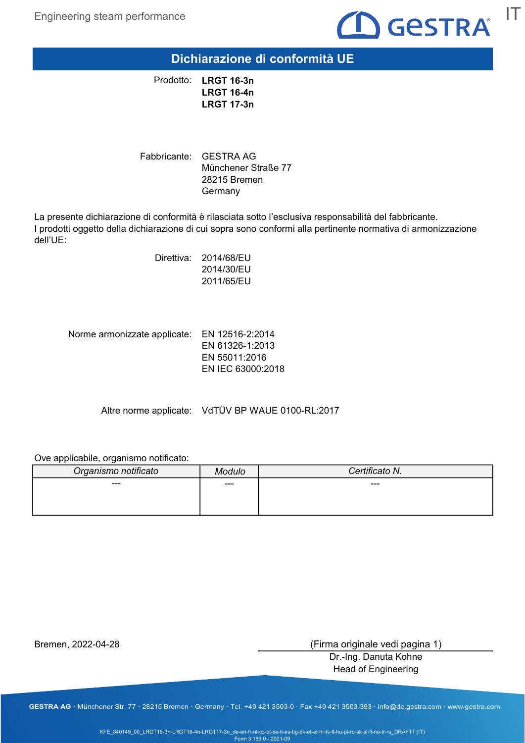# Dichiarazione di conformità UE

Prodotto: **LRGT 16-3n**
**LRGT 16-4n**
**LRGT 17-3n**

Fabbricante: GESTRA AG
Münchener Straße 77
28215 Bremen
Germany

La presente dichiarazione di conformità è rilasciata sotto l'esclusiva responsabilità del fabbricante.
I prodotti oggetto della dichiarazione di cui sopra sono conformi alla pertinente normativa di armonizzazione dell'UE:

Direttiva: 2014/68/EU
2014/30/EU
2011/65/EU

Norme armonizzate applicate: EN 12516-2:2014
EN 61326-1:2013
EN 55011:2016
EN IEC 63000:2018

Altre norme applicate: VdTÜV BP WAUE 0100-RL:2017

Ove applicabile, organismo notificato:

| *Organismo notificato* | *Modulo* | *Certificato N.* |
|---|---|---|
| --- | --- | --- |

Bremen, 2022-04-28

(Firma originale vedi pagina 1)
Dr.-Ing. Danuta Kohne
Head of Engineering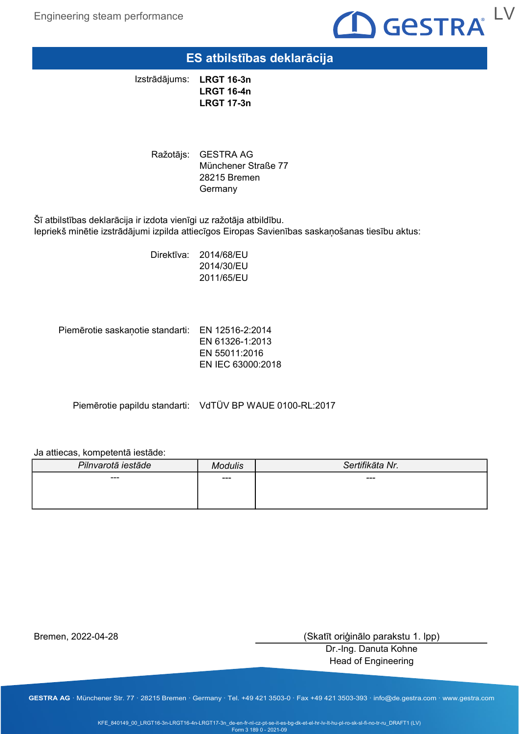# ES atbilstības deklarācija

Izstrādājums: **LRGT 16-3n**
**LRGT 16-4n**
**LRGT 17-3n**

Ražotājs: GESTRA AG
Münchener Straße 77
28215 Bremen
Germany

Šī atbilstības deklarācija ir izdota vienīgi uz ražotāja atbildību.
Iepriekš minētie izstrādājumi izpilda attiecīgos Eiropas Savienības saskaņošanas tiesību aktus:

Direktīva: 2014/68/EU
2014/30/EU
2011/65/EU

Piemērotie saskaņotie standarti: EN 12516-2:2014
EN 61326-1:2013
EN 55011:2016
EN IEC 63000:2018

Piemērotie papildu standarti: VdTÜV BP WAUE 0100-RL:2017

Ja attiecas, kompetentā iestāde:

| *Pilnvarotā iestāde* | *Modulis* | *Sertifikāta Nr.* |
|---|---|---|
| --- | --- | --- |

Bremen, 2022-04-28

(Skatīt oriģinālo parakstu 1. lpp)
Dr.-Ing. Danuta Kohne
Head of Engineering

**GESTRA AG** · Münchener Str. 77 · 28215 Bremen · Germany · Tel. +49 421 3503-0 · Fax +49 421 3503-393 · info@de.gestra.com · www.gestra.com

KFE_840149_00_LRGT16-3n-LRGT16-4n-LRGT17-3n_de-en-fr-nl-cz-pt-se-it-es-bg-dk-et-el-hr-lv-lt-hu-pl-ro-sk-sl-fi-no-tr-ru_DRAFT1 (LV)
Form 3 189 0 - 2021-09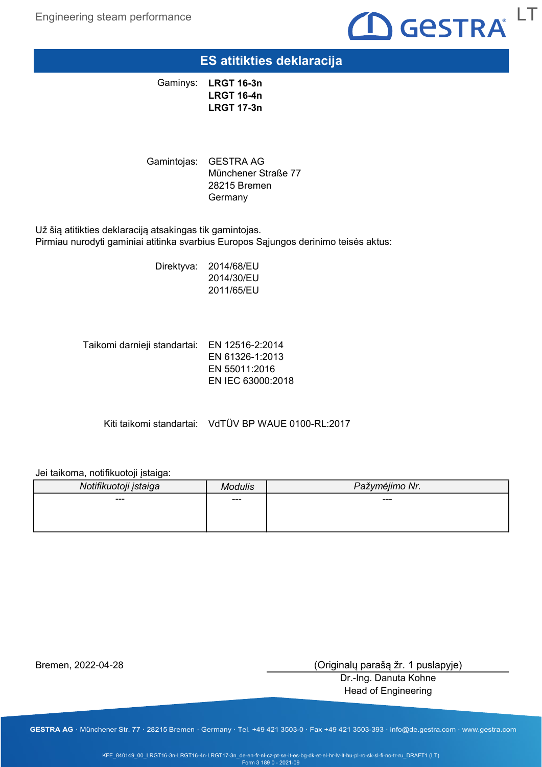# ES atitikties deklaracija

Gaminys: **LRGT 16-3n**
**LRGT 16-4n**
**LRGT 17-3n**

Gamintojas: GESTRA AG
Münchener Straße 77
28215 Bremen
Germany

Už šią atitikties deklaraciją atsakingas tik gamintojas.
Pirmiau nurodyti gaminiai atitinka svarbius Europos Sąjungos derinimo teisės aktus:

Direktyva: 2014/68/EU
2014/30/EU
2011/65/EU

Taikomi darnieji standartai: EN 12516-2:2014
EN 61326-1:2013
EN 55011:2016
EN IEC 63000:2018

Kiti taikomi standartai: VdTÜV BP WAUE 0100-RL:2017

Jei taikoma, notifikuotoji įstaiga:

| *Notifikuotoji įstaiga* | *Modulis* | *Pažymėjimo Nr.* |
|---|---|---|
| --- | --- | --- |

Bremen, 2022-04-28

(Originalų parašą žr. 1 puslapyje)
Dr.-Ing. Danuta Kohne
Head of Engineering

**GESTRA AG** · Münchener Str. 77 · 28215 Bremen · Germany · Tel. +49 421 3503-0 · Fax +49 421 3503-393 · info@de.gestra.com · www.gestra.com

KFE_840149_00_LRGT16-3n-LRGT16-4n-LRGT17-3n_de-en-fr-nl-cz-pt-se-it-es-bg-dk-et-el-hr-lv-lt-hu-pl-ro-sk-sl-fi-no-tr-ru_DRAFT1 (LT)
Form 3 189 0 - 2021-09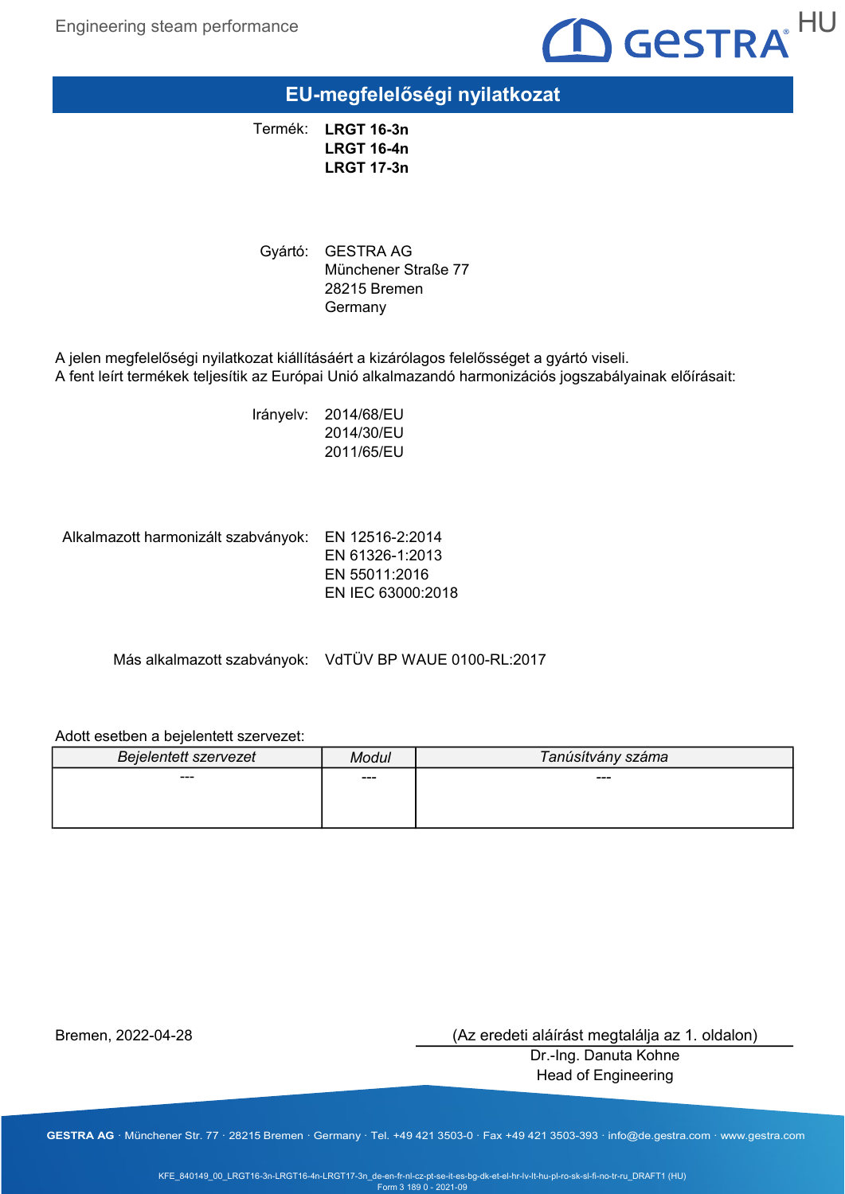# EU-megfelelőségi nyilatkozat

Termék: **LRGT 16-3n**
**LRGT 16-4n**
**LRGT 17-3n**

Gyártó: GESTRA AG
Münchener Straße 77
28215 Bremen
Germany

A jelen megfelelőségi nyilatkozat kiállításáért a kizárólagos felelősséget a gyártó viseli.
A fent leírt termékek teljesítik az Európai Unió alkalmazandó harmonizációs jogszabályainak előírásait:

Irányelv: 2014/68/EU
2014/30/EU
2011/65/EU

Alkalmazott harmonizált szabványok: EN 12516-2:2014
EN 61326-1:2013
EN 55011:2016
EN IEC 63000:2018

Más alkalmazott szabványok: VdTÜV BP WAUE 0100-RL:2017

Adott esetben a bejelentett szervezet:

| *Bejelentett szervezet* | *Modul* | *Tanúsítvány száma* |
|---|---|---|
| --- | --- | --- |

Bremen, 2022-04-28

(Az eredeti aláírást megtalálja az 1. oldalon)
Dr.-Ing. Danuta Kohne
Head of Engineering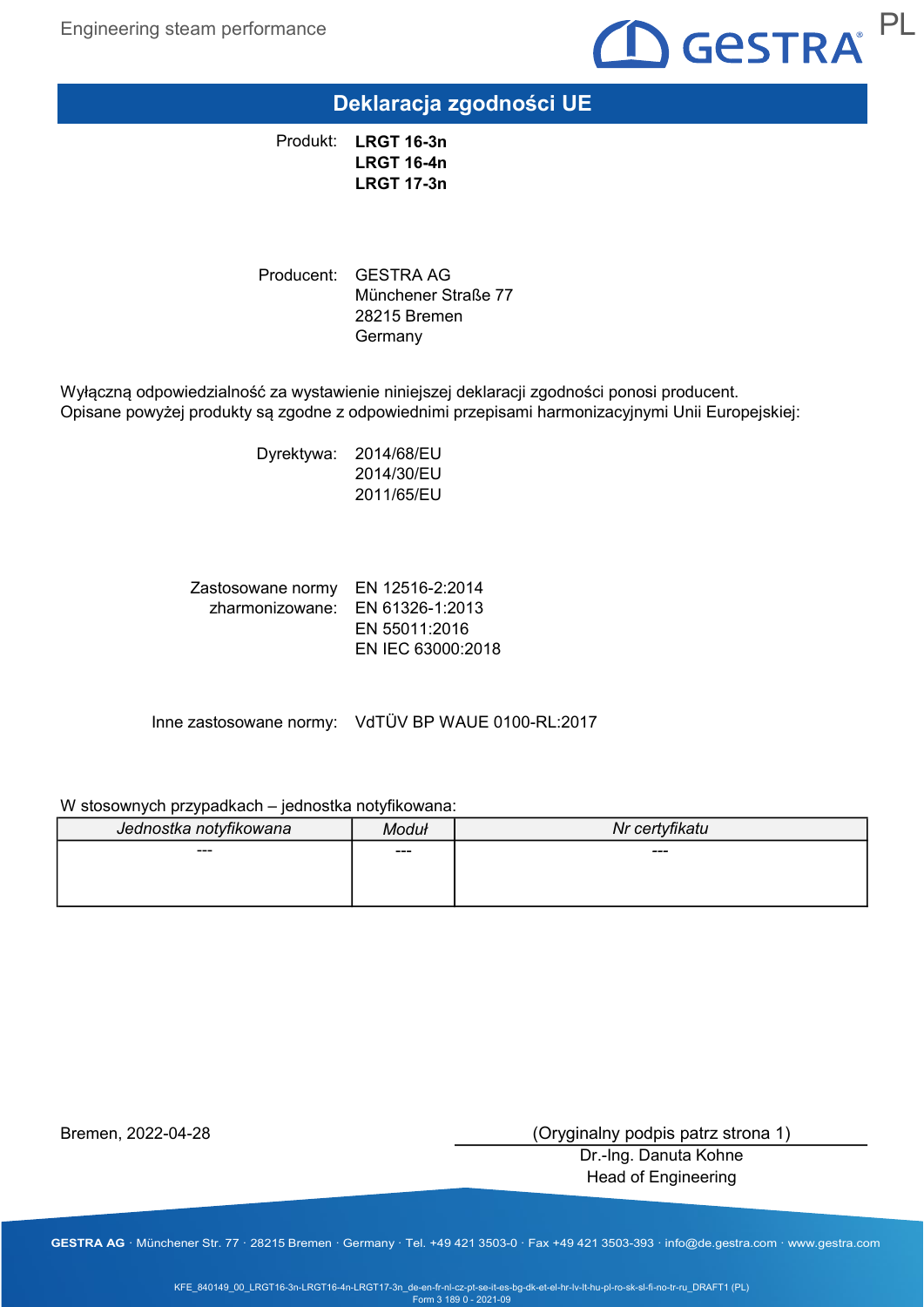# Deklaracja zgodności UE

Produkt: **LRGT 16-3n**
**LRGT 16-4n**
**LRGT 17-3n**

Producent: GESTRA AG
Münchener Straße 77
28215 Bremen
Germany

Wyłączną odpowiedzialność za wystawienie niniejszej deklaracji zgodności ponosi producent.
Opisane powyżej produkty są zgodne z odpowiednimi przepisami harmonizacyjnymi Unii Europejskiej:

Dyrektywa: 2014/68/EU
2014/30/EU
2011/65/EU

Zastosowane normy zharmonizowane: EN 12516-2:2014
EN 61326-1:2013
EN 55011:2016
EN IEC 63000:2018

Inne zastosowane normy: VdTÜV BP WAUE 0100-RL:2017

W stosownych przypadkach – jednostka notyfikowana:

| *Jednostka notyfikowana* | *Moduł* | *Nr certyfikatu* |
|---|---|---|
| --- | --- | --- |

Bremen, 2022-04-28

(Oryginalny podpis patrz strona 1)
Dr.-Ing. Danuta Kohne
Head of Engineering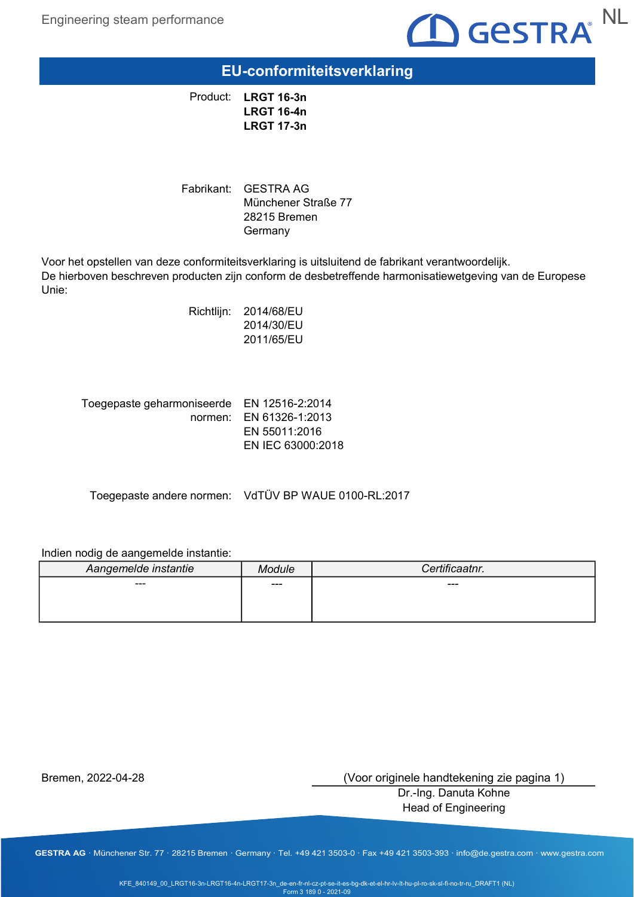# EU-conformiteitsverklaring

Product: **LRGT 16-3n**
**LRGT 16-4n**
**LRGT 17-3n**

Fabrikant: GESTRA AG
Münchener Straße 77
28215 Bremen
Germany

Voor het opstellen van deze conformiteitsverklaring is uitsluitend de fabrikant verantwoordelijk.
De hierboven beschreven producten zijn conform de desbetreffende harmonisatiewetgeving van de Europese Unie:

Richtlijn: 2014/68/EU
2014/30/EU
2011/65/EU

Toegepaste geharmoniseerde normen: EN 12516-2:2014
EN 61326-1:2013
EN 55011:2016
EN IEC 63000:2018

Toegepaste andere normen: VdTÜV BP WAUE 0100-RL:2017

Indien nodig de aangemelde instantie:

| *Aangemelde instantie* | *Module* | *Certificaatnr.* |
|---|---|---|
| --- | --- | --- |

Bremen, 2022-04-28

(Voor originele handtekening zie pagina 1)
Dr.-Ing. Danuta Kohne
Head of Engineering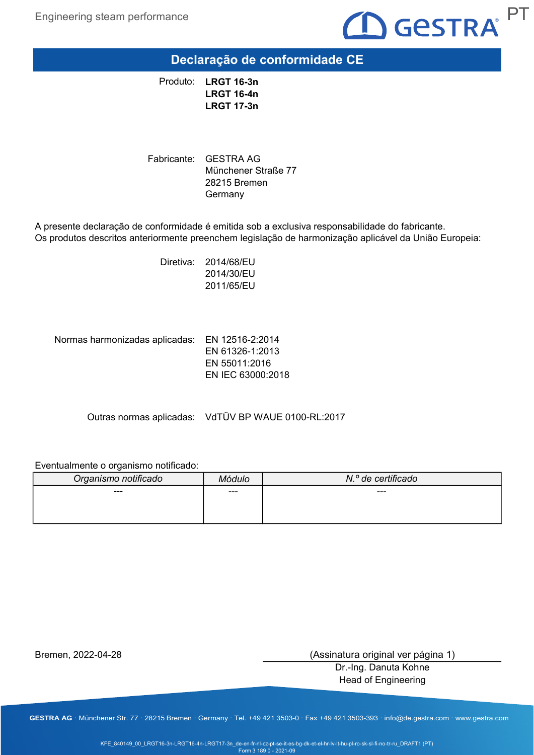# Declaração de conformidade CE

Produto: **LRGT 16-3n**
**LRGT 16-4n**
**LRGT 17-3n**

Fabricante: GESTRA AG
Münchener Straße 77
28215 Bremen
Germany

A presente declaração de conformidade é emitida sob a exclusiva responsabilidade do fabricante.
Os produtos descritos anteriormente preenchem legislação de harmonização aplicável da União Europeia:

Diretiva: 2014/68/EU
2014/30/EU
2011/65/EU

Normas harmonizadas aplicadas: EN 12516-2:2014
EN 61326-1:2013
EN 55011:2016
EN IEC 63000:2018

Outras normas aplicadas: VdTÜV BP WAUE 0100-RL:2017

Eventualmente o organismo notificado:

| *Organismo notificado* | *Módulo* | *N.º de certificado* |
|---|---|---|
| --- | --- | --- |

Bremen, 2022-04-28

(Assinatura original ver página 1)
Dr.-Ing. Danuta Kohne
Head of Engineering

GESTRA AG · Münchener Str. 77 · 28215 Bremen · Germany · Tel. +49 421 3503-0 · Fax +49 421 3503-393 · info@de.gestra.com · www.gestra.com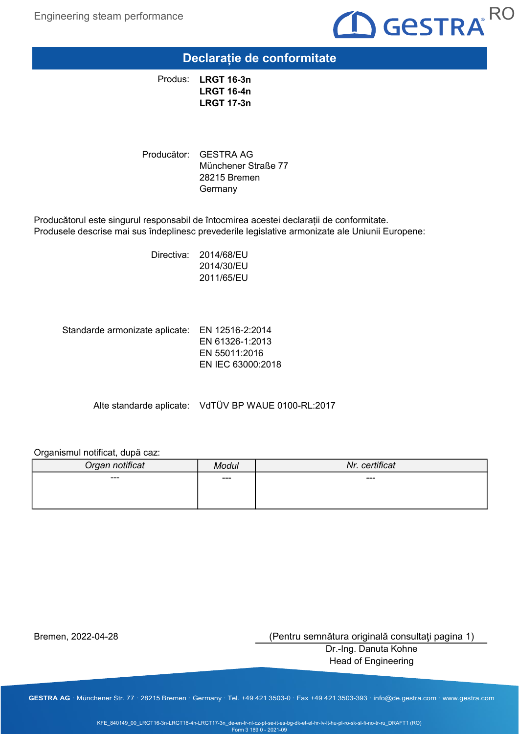# Declarație de conformitate

Produs: **LRGT 16-3n**
**LRGT 16-4n**
**LRGT 17-3n**

Producător: GESTRA AG
Münchener Straße 77
28215 Bremen
Germany

Producătorul este singurul responsabil de întocmirea acestei declarații de conformitate.
Produsele descrise mai sus îndeplinesc prevederile legislative armonizate ale Uniunii Europene:

Directiva: 2014/68/EU
2014/30/EU
2011/65/EU

Standarde armonizate aplicate: EN 12516-2:2014
EN 61326-1:2013
EN 55011:2016
EN IEC 63000:2018

Alte standarde aplicate: VdTÜV BP WAUE 0100-RL:2017

Organismul notificat, după caz:

| *Organ notificat* | *Modul* | *Nr. certificat* |
|---|---|---|
| --- | --- | --- |

Bremen, 2022-04-28

(Pentru semnătura originală consultaţi pagina 1)
Dr.-Ing. Danuta Kohne
Head of Engineering

**GESTRA AG** · Münchener Str. 77 · 28215 Bremen · Germany · Tel. +49 421 3503-0 · Fax +49 421 3503-393 · info@de.gestra.com · www.gestra.com

KFE_840149_00_LRGT16-3n-LRGT16-4n-LRGT17-3n_de-en-fr-nl-cz-pt-se-it-es-bg-dk-et-el-hr-lv-lt-hu-pl-ro-sk-sl-fi-no-tr-ru_DRAFT1 (RO)
Form 3 189 0 - 2021-09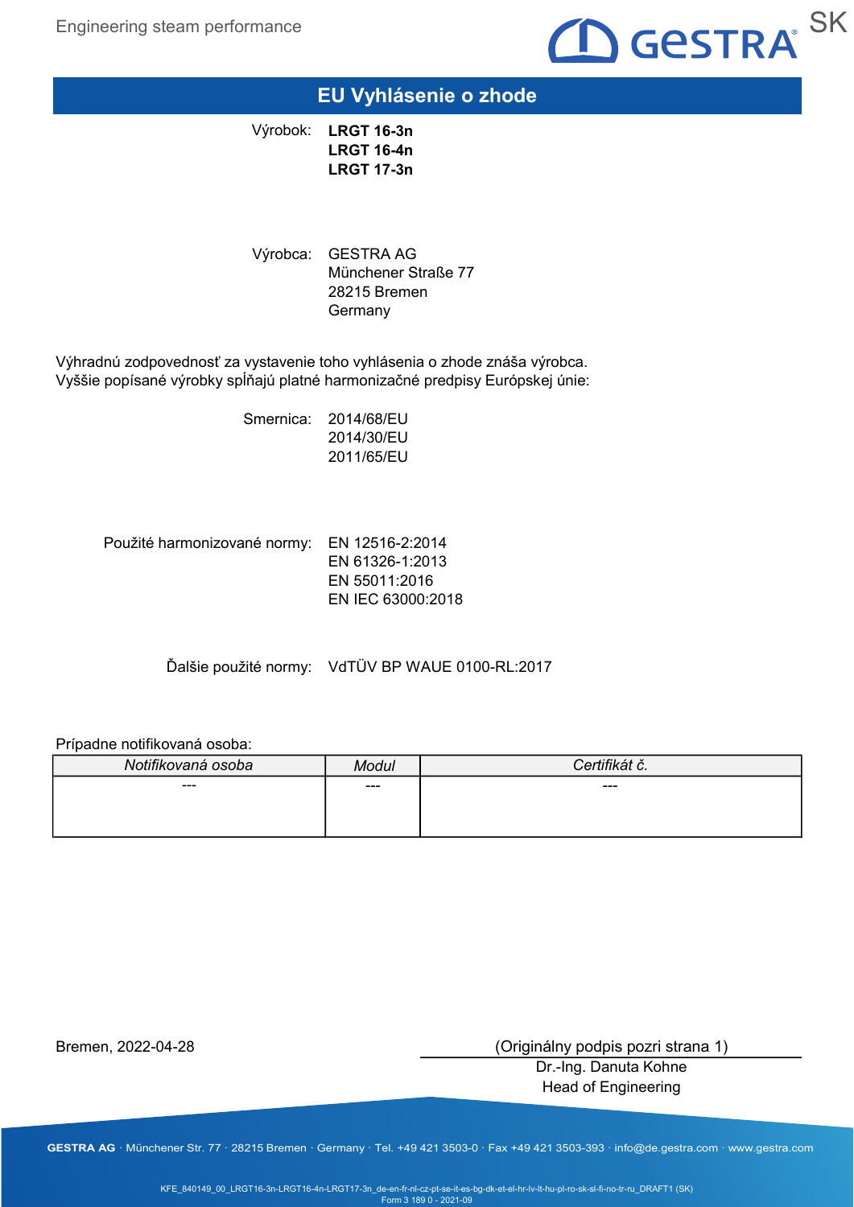# EU Vyhlásenie o zhode

Výrobok: **LRGT 16-3n**
**LRGT 16-4n**
**LRGT 17-3n**

Výrobca: GESTRA AG
Münchener Straße 77
28215 Bremen
Germany

Výhradnú zodpovednosť za vystavenie toho vyhlásenia o zhode znáša výrobca.
Vyššie popísané výrobky spĺňajú platné harmonizačné predpisy Európskej únie:

Smernica: 2014/68/EU
2014/30/EU
2011/65/EU

Použité harmonizované normy: EN 12516-2:2014
EN 61326-1:2013
EN 55011:2016
EN IEC 63000:2018

Ďalšie použité normy: VdTÜV BP WAUE 0100-RL:2017

Prípadne notifikovaná osoba:

| *Notifikovaná osoba* | *Modul* | *Certifikát č.* |
|---|---|---|
| --- | --- | --- |

Bremen, 2022-04-28

(Originálny podpis pozri strana 1)
Dr.-Ing. Danuta Kohne
Head of Engineering

**GESTRA AG** · Münchener Str. 77 · 28215 Bremen · Germany · Tel. +49 421 3503-0 · Fax +49 421 3503-393 · info@de.gestra.com · www.gestra.com

KFE_840149_00_LRGT16-3n-LRGT16-4n-LRGT17-3n_de-en-fr-nl-cz-pt-se-it-es-bg-dk-et-el-hr-lv-lt-hu-pl-ro-sk-sl-fi-no-tr-ru_DRAFT1 (SK)
Form 3 189 0 - 2021-09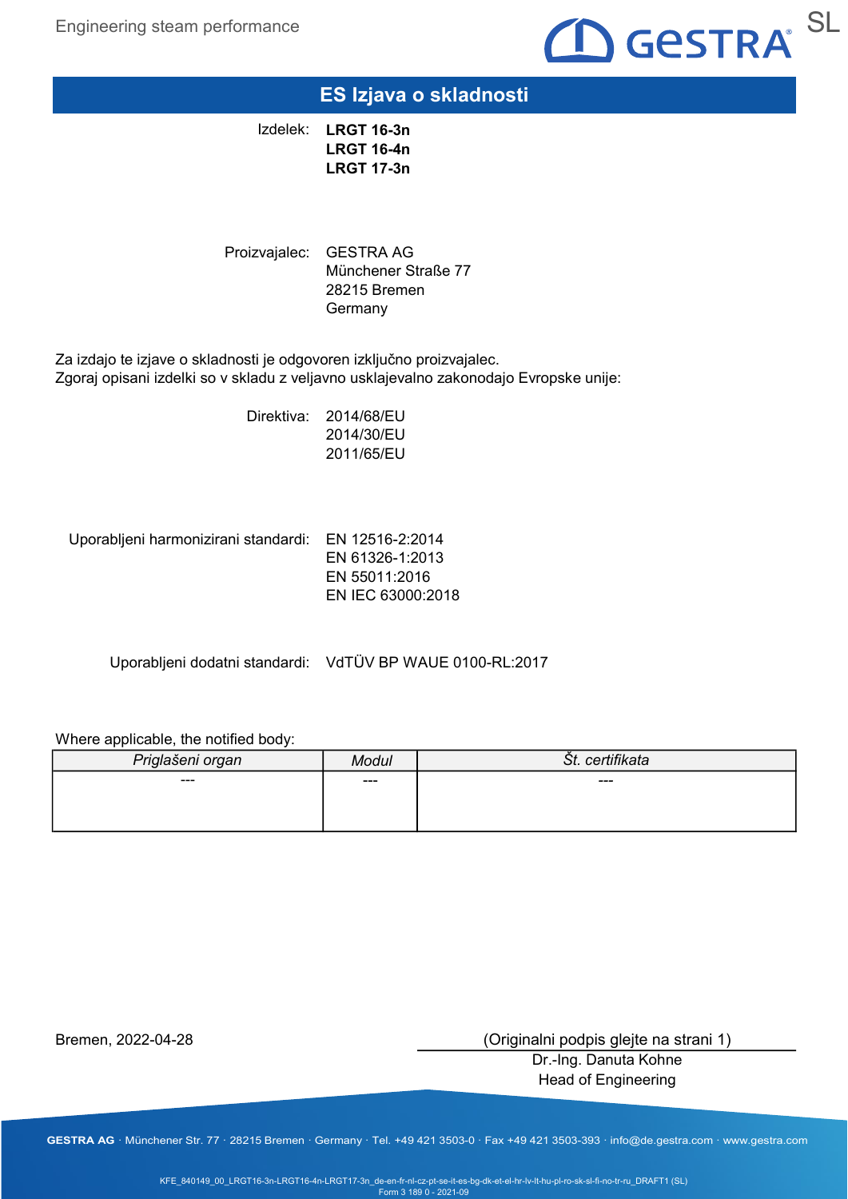# ES Izjava o skladnosti

Izdelek: **LRGT 16-3n**
**LRGT 16-4n**
**LRGT 17-3n**

Proizvajalec: GESTRA AG
Münchener Straße 77
28215 Bremen
Germany

Za izdajo te izjave o skladnosti je odgovoren izključno proizvajalec.
Zgoraj opisani izdelki so v skladu z veljavno usklajevalno zakonodajo Evropske unije:

Direktiva: 2014/68/EU
2014/30/EU
2011/65/EU

Uporabljeni harmonizirani standardi: EN 12516-2:2014
EN 61326-1:2013
EN 55011:2016
EN IEC 63000:2018

Uporabljeni dodatni standardi: VdTÜV BP WAUE 0100-RL:2017

Where applicable, the notified body:

| *Priglašeni organ* | *Modul* | *Št. certifikata* |
|---|---|---|
| --- | --- | --- |

Bremen, 2022-04-28

(Originalni podpis glejte na strani 1)
Dr.-Ing. Danuta Kohne
Head of Engineering

**GESTRA AG** · Münchener Str. 77 · 28215 Bremen · Germany · Tel. +49 421 3503-0 · Fax +49 421 3503-393 · info@de.gestra.com · www.gestra.com

KFE_840149_00_LRGT16-3n-LRGT16-4n-LRGT17-3n_de-en-fr-nl-cz-pt-se-it-es-bg-dk-et-el-hr-lv-lt-hu-pl-ro-sk-sl-fi-no-tr-ru_DRAFT1 (SL)
Form 3 189 0 - 2021-09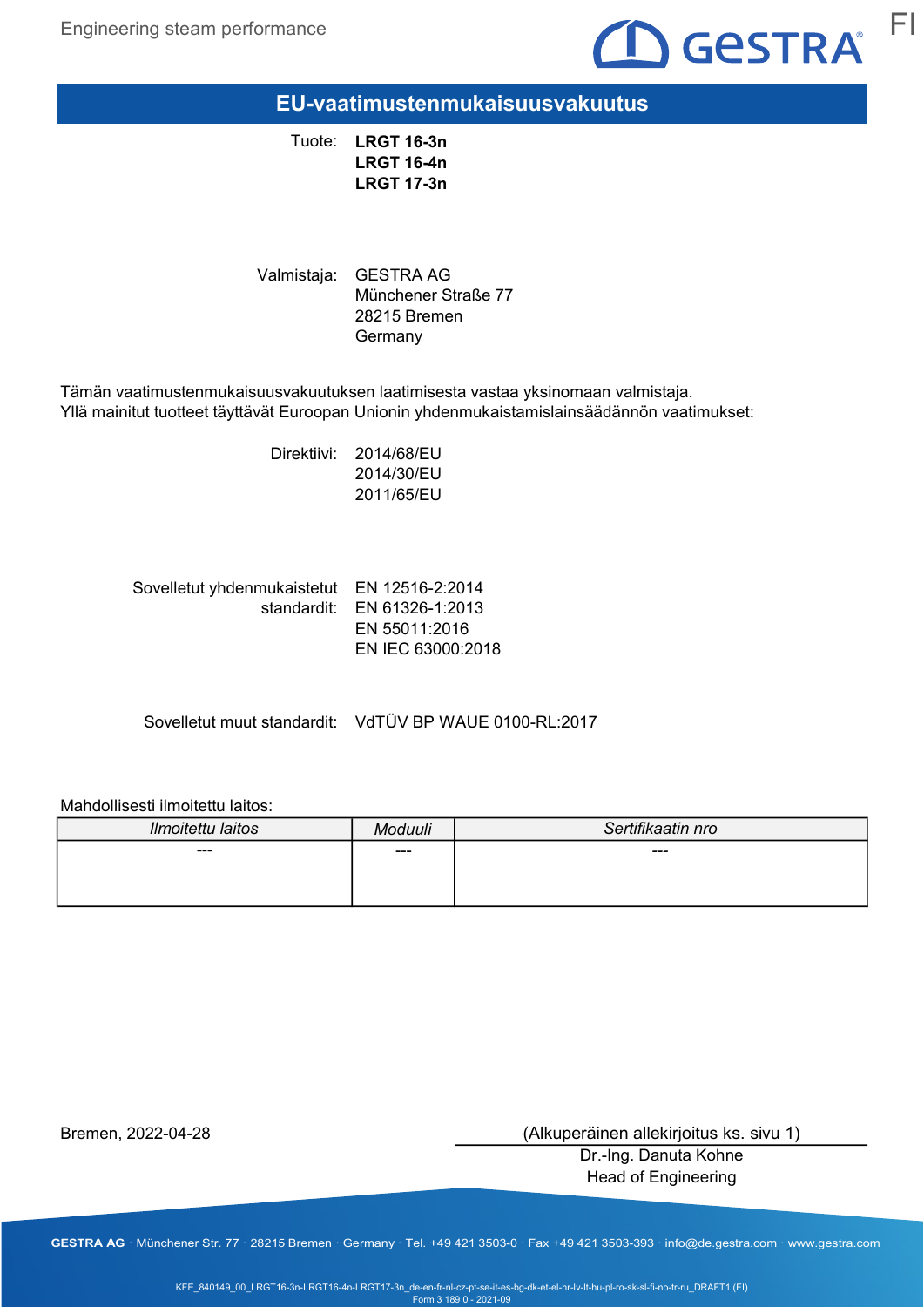# EU-vaatimustenmukaisuusvakuutus

Tuote: **LRGT 16-3n**
**LRGT 16-4n**
**LRGT 17-3n**

Valmistaja: GESTRA AG
Münchener Straße 77
28215 Bremen
Germany

Tämän vaatimustenmukaisuusvakuutuksen laatimisesta vastaa yksinomaan valmistaja.
Yllä mainitut tuotteet täyttävät Euroopan Unionin yhdenmukaistamislainsäädännön vaatimukset:

Direktiivi: 2014/68/EU
2014/30/EU
2011/65/EU

Sovelletut yhdenmukaistetut standardit: EN 12516-2:2014
EN 61326-1:2013
EN 55011:2016
EN IEC 63000:2018

Sovelletut muut standardit: VdTÜV BP WAUE 0100-RL:2017

Mahdollisesti ilmoitettu laitos:

| *Ilmoitettu laitos* | *Moduuli* | *Sertifikaatin nro* |
|---|---|---|
| --- | --- | --- |

Bremen, 2022-04-28

(Alkuperäinen allekirjoitus ks. sivu 1)
Dr.-Ing. Danuta Kohne
Head of Engineering

**GESTRA AG** · Münchener Str. 77 · 28215 Bremen · Germany · Tel. +49 421 3503-0 · Fax +49 421 3503-393 · info@de.gestra.com · www.gestra.com

KFE_840149_00_LRGT16-3n-LRGT16-4n-LRGT17-3n_de-en-fr-nl-cz-pt-se-it-es-bg-dk-et-el-hr-lv-lt-hu-pl-ro-sk-sl-fi-no-tr-ru_DRAFT1 (FI)
Form 3 189 0 - 2021-09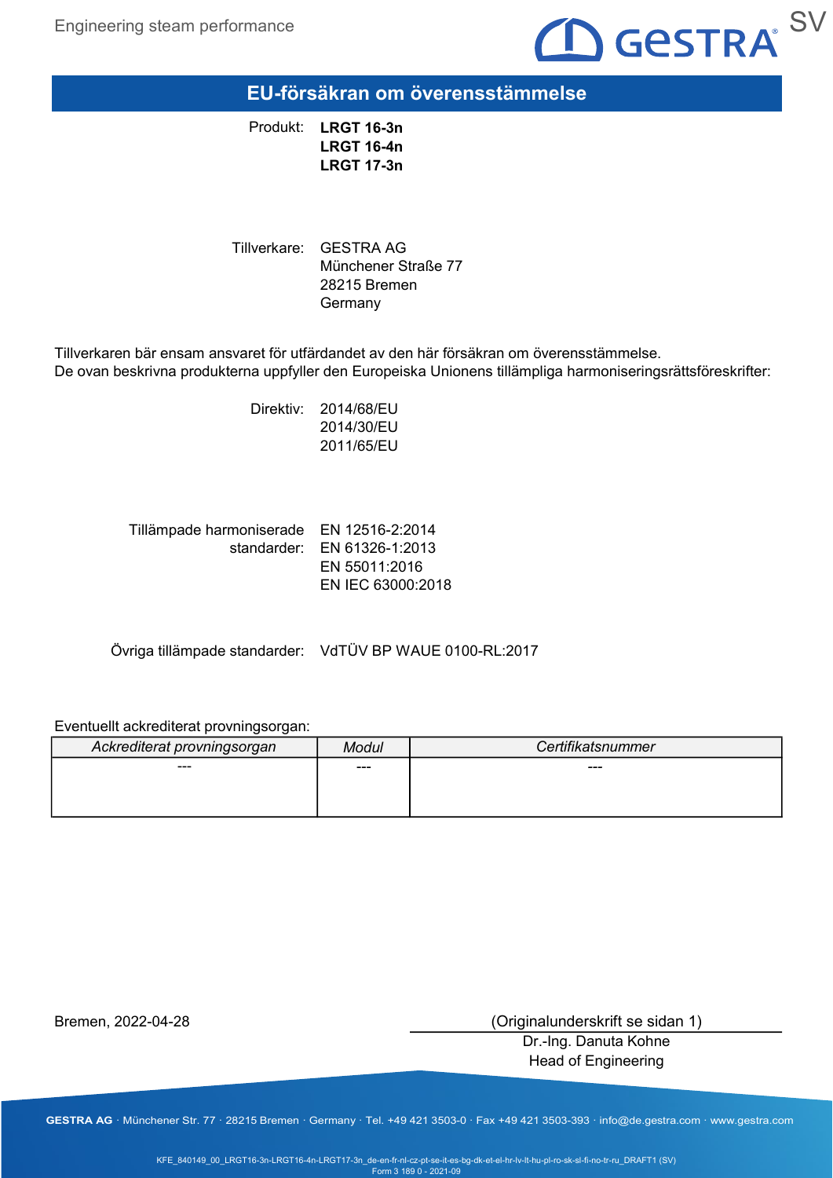# EU-försäkran om överensstämmelse

Produkt: **LRGT 16-3n**
**LRGT 16-4n**
**LRGT 17-3n**

Tillverkare: GESTRA AG
Münchener Straße 77
28215 Bremen
Germany

Tillverkaren bär ensam ansvaret för utfärdandet av den här försäkran om överensstämmelse.
De ovan beskrivna produkterna uppfyller den Europeiska Unionens tillämpliga harmoniseringsrättsföreskrifter:

Direktiv: 2014/68/EU
2014/30/EU
2011/65/EU

Tillämpade harmoniserade standarder: EN 12516-2:2014
EN 61326-1:2013
EN 55011:2016
EN IEC 63000:2018

Övriga tillämpade standarder: VdTÜV BP WAUE 0100-RL:2017

Eventuellt ackrediterat provningsorgan:

| *Ackrediterat provningsorgan* | *Modul* | *Certifikatsnummer* |
|---|---|---|
| --- | --- | --- |

Bremen, 2022-04-28

(Originalunderskrift se sidan 1)
Dr.-Ing. Danuta Kohne
Head of Engineering

**GESTRA AG** · Münchener Str. 77 · 28215 Bremen · Germany · Tel. +49 421 3503-0 · Fax +49 421 3503-393 · info@de.gestra.com · www.gestra.com

KFE_840149_00_LRGT16-3n-LRGT16-4n-LRGT17-3n_de-en-fr-nl-cz-pt-se-it-es-bg-dk-et-el-hr-lv-lt-hu-pl-ro-sk-sl-fi-no-tr-ru_DRAFT1 (SV)
Form 3 189 0 - 2021-09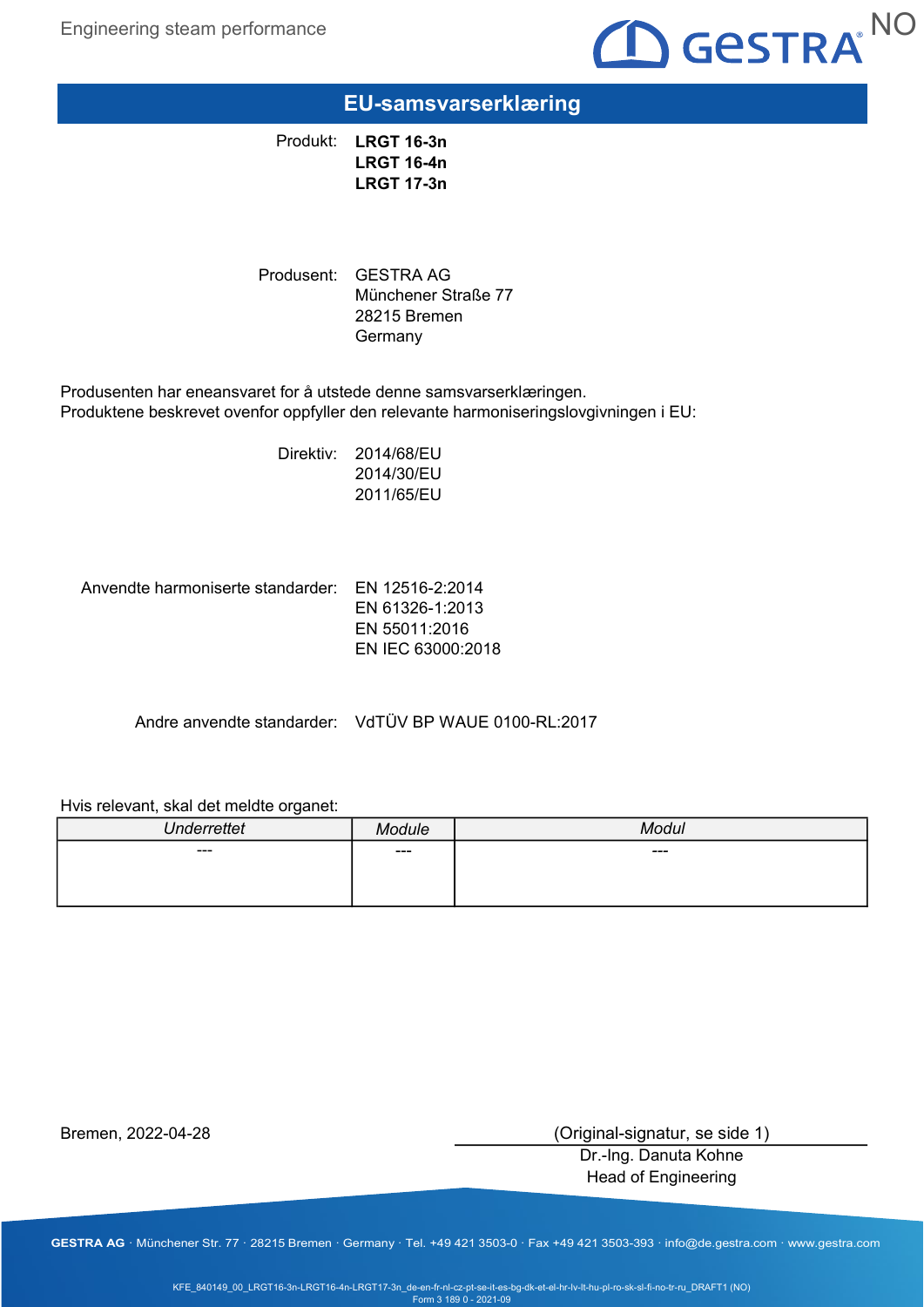Engineering steam performance

NO

# EU-samsvarserklæring

Produkt: **LRGT 16-3n**
**LRGT 16-4n**
**LRGT 17-3n**

Produsent: GESTRA AG
Münchener Straße 77
28215 Bremen
Germany

Produsenten har eneansvaret for å utstede denne samsvarserklæringen.
Produktene beskrevet ovenfor oppfyller den relevante harmoniseringslovgivningen i EU:

Direktiv: 2014/68/EU
2014/30/EU
2011/65/EU

Anvendte harmoniserte standarder: EN 12516-2:2014
EN 61326-1:2013
EN 55011:2016
EN IEC 63000:2018

Andre anvendte standarder: VdTÜV BP WAUE 0100-RL:2017

Hvis relevant, skal det meldte organet:

| *Underrettet* | *Module* | *Modul* |
|---|---|---|
| --- | --- | --- |

Bremen, 2022-04-28

(Original-signatur, se side 1)
Dr.-Ing. Danuta Kohne
Head of Engineering

**GESTRA AG** · Münchener Str. 77 · 28215 Bremen · Germany · Tel. +49 421 3503-0 · Fax +49 421 3503-393 · info@de.gestra.com · www.gestra.com

KFE_840149_00_LRGT16-3n-LRGT16-4n-LRGT17-3n_de-en-fr-nl-cz-pt-se-it-es-bg-dk-et-el-hr-lv-lt-hu-pl-ro-sk-sl-fi-no-tr-ru_DRAFT1 (NO)
Form 3 189 0 - 2021-09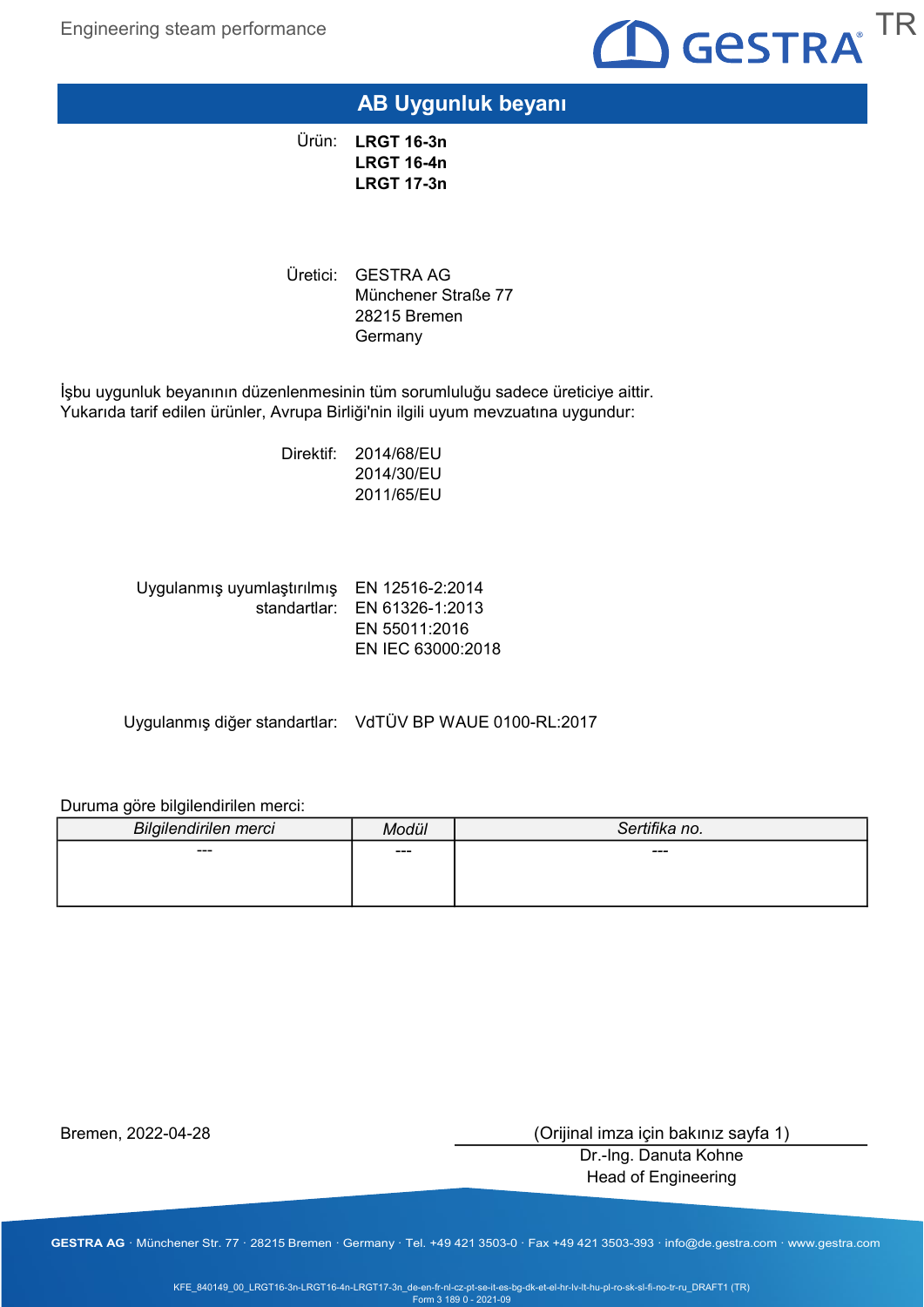# AB Uygunluk beyanı

Ürün: **LRGT 16-3n**
**LRGT 16-4n**
**LRGT 17-3n**

Üretici: GESTRA AG
Münchener Straße 77
28215 Bremen
Germany

İşbu uygunluk beyanının düzenlenmesinin tüm sorumluluğu sadece üreticiye aittir.
Yukarıda tarif edilen ürünler, Avrupa Birliği'nin ilgili uyum mevzuatına uygundur:

Direktif: 2014/68/EU
2014/30/EU
2011/65/EU

Uygulanmış uyumlaştırılmış standartlar: EN 12516-2:2014
EN 61326-1:2013
EN 55011:2016
EN IEC 63000:2018

Uygulanmış diğer standartlar: VdTÜV BP WAUE 0100-RL:2017

Duruma göre bilgilendirilen merci:

| *Bilgilendirilen merci* | *Modül* | *Sertifika no.* |
|---|---|---|
| --- | --- | --- |

Bremen, 2022-04-28

(Orijinal imza için bakınız sayfa 1)
Dr.-Ing. Danuta Kohne
Head of Engineering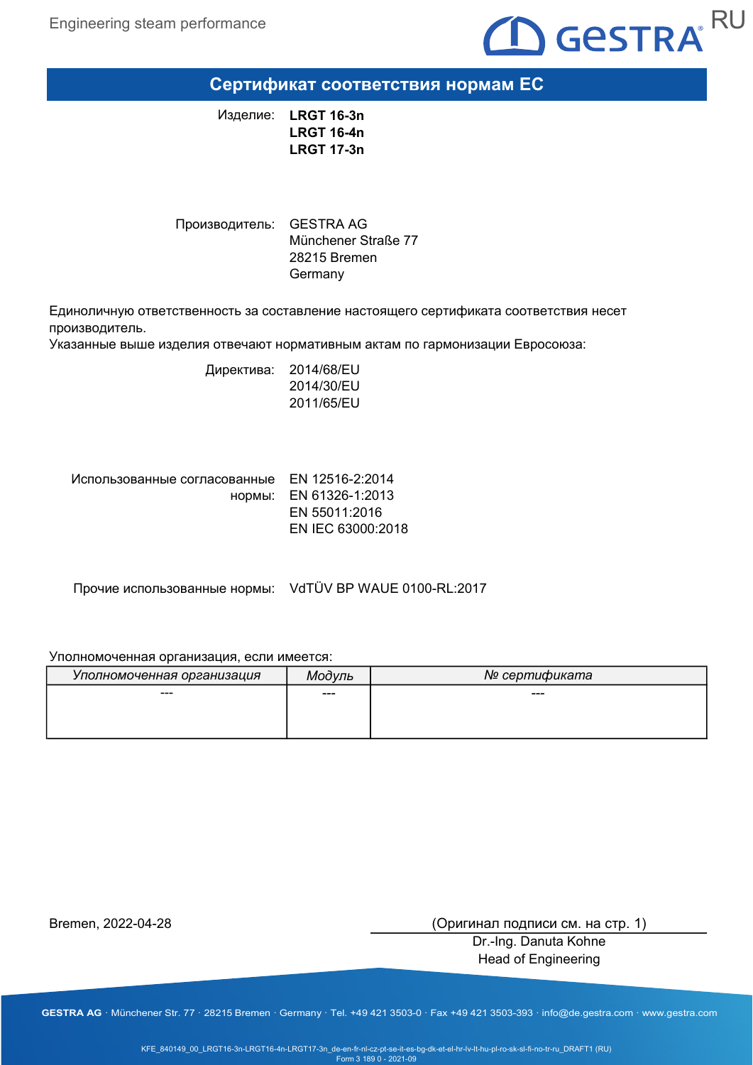# Сертификат соответствия нормам ЕС

Изделие: **LRGT 16-3n**
**LRGT 16-4n**
**LRGT 17-3n**

Производитель: GESTRA AG
Münchener Straße 77
28215 Bremen
Germany

Единоличную ответственность за составление настоящего сертификата соответствия несет производитель.
Указанные выше изделия отвечают нормативным актам по гармонизации Евросоюза:

Директива: 2014/68/EU
2014/30/EU
2011/65/EU

Использованные согласованные нормы: EN 12516-2:2014
EN 61326-1:2013
EN 55011:2016
EN IEC 63000:2018

Прочие использованные нормы: VdTÜV BP WAUE 0100-RL:2017

Уполномоченная организация, если имеется:

| *Уполномоченная организация* | *Модуль* | *№ сертификата* |
|---|---|---|
| --- | --- | --- |

Bremen, 2022-04-28

(Оригинал подписи см. на стр. 1)
Dr.-Ing. Danuta Kohne
Head of Engineering

KFE_840149_00_LRGT16-3n-LRGT16-4n-LRGT17-3n_de-en-fr-nl-cz-pt-se-it-es-bg-dk-et-el-hr-lv-lt-hu-pl-ro-sk-sl-fi-no-tr-ru_DRAFT1 (RU)
Form 3 189 0 - 2021-09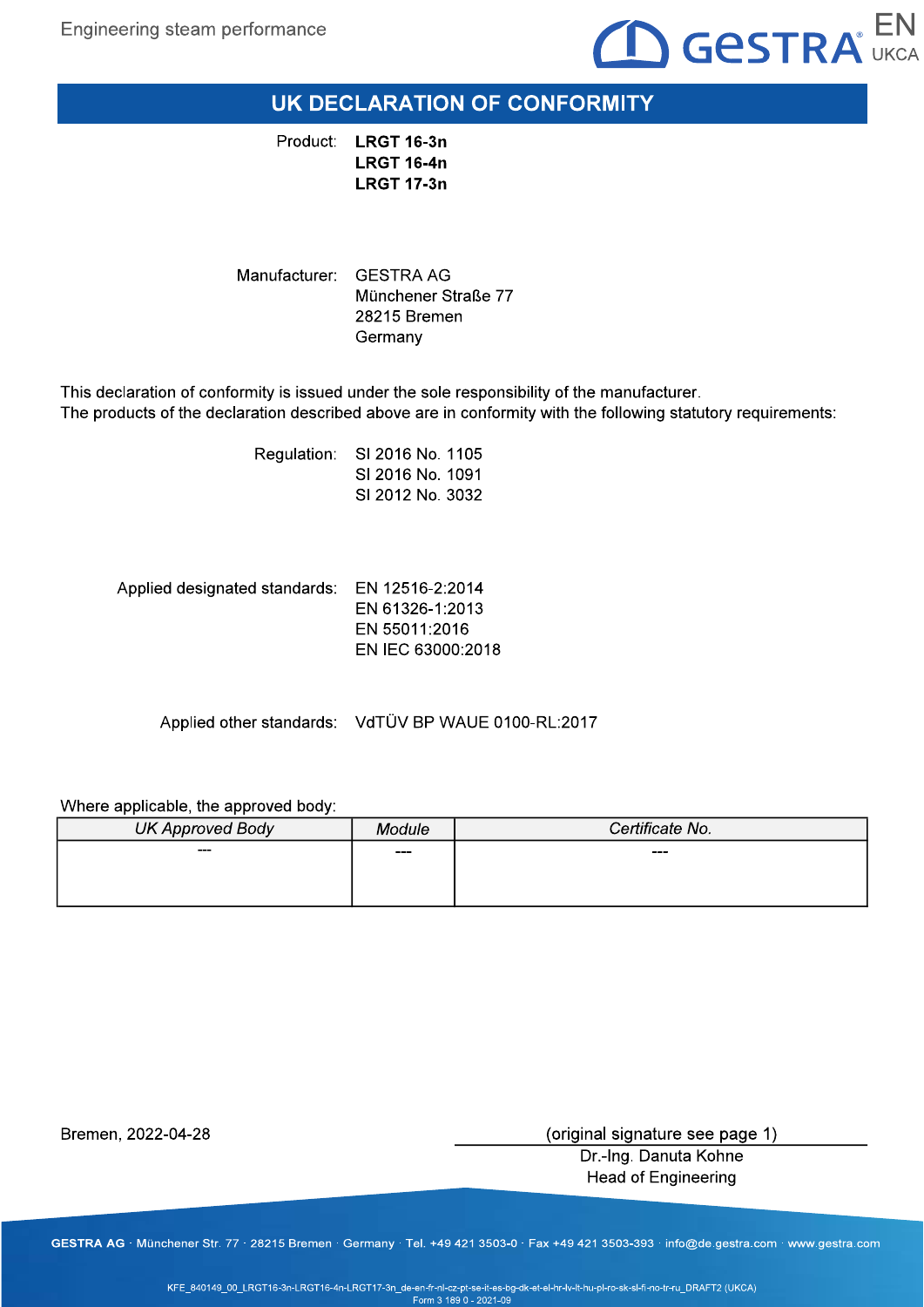# UK DECLARATION OF CONFORMITY

Product: **LRGT 16-3n**
**LRGT 16-4n**
**LRGT 17-3n**

Manufacturer: GESTRA AG
Münchener Straße 77
28215 Bremen
Germany

This declaration of conformity is issued under the sole responsibility of the manufacturer.
The products of the declaration described above are in conformity with the following statutory requirements:

Regulation: SI 2016 No. 1105
SI 2016 No. 1091
SI 2012 No. 3032

Applied designated standards: EN 12516-2:2014
EN 61326-1:2013
EN 55011:2016
EN IEC 63000:2018

Applied other standards: VdTÜV BP WAUE 0100-RL:2017

Where applicable, the approved body:

| *UK Approved Body* | *Module* | *Certificate No.* |
|---|---|---|
| --- | --- | --- |

Bremen, 2022-04-28

(original signature see page 1)
Dr.-Ing. Danuta Kohne
Head of Engineering

GESTRA AG · Münchener Str. 77 · 28215 Bremen · Germany · Tel. +49 421 3503-0 · Fax +49 421 3503-393 · info@de.gestra.com · www.gestra.com

KFE_840149_00_LRGT16-3n-LRGT16-4n-LRGT17-3n_de-en-fr-nl-cz-pt-se-it-es-bg-dk-et-el-hr-lv-lt-hu-pl-ro-sk-sl-fi-no-tr-ru_DRAFT2 (UKCA)
Form 3 189 0 - 2021-09